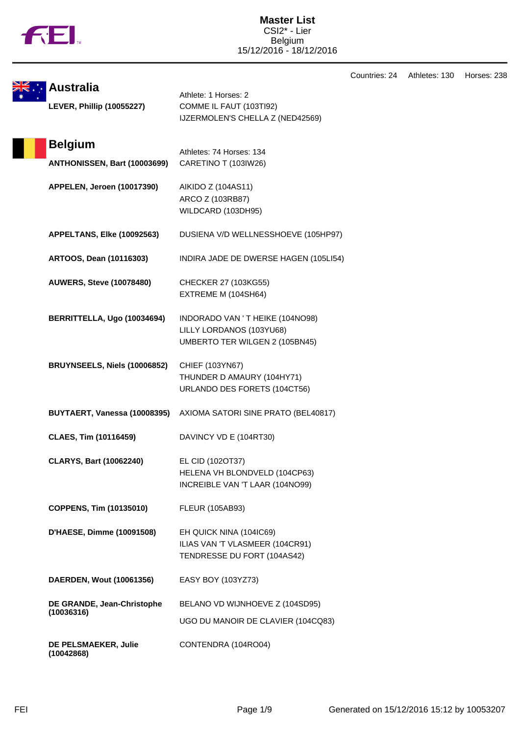# Master List

CSI2* - Lier
Belgium
15/12/2016 - 18/12/2016

Countries: 24 Athletes: 130 Horses: 238

## Australia

Athlete: 1 Horses: 2

| Athlete | Horses |
|---|---|
| **LEVER, Phillip (10055227)** | COMME IL FAUT (103TI92)<br>IJZERMOLEN'S CHELLA Z (NED42569) |

## Belgium

Athletes: 74 Horses: 134

| Athlete | Horses |
|---|---|
| **ANTHONISSEN, Bart (10003699)** | CARETINO T (103IW26) |
| **APPELEN, Jeroen (10017390)** | AIKIDO Z (104AS11)<br>ARCO Z (103RB87)<br>WILDCARD (103DH95) |
| **APPELTANS, Elke (10092563)** | DUSIENA V/D WELLNESSHOEVE (105HP97) |
| **ARTOOS, Dean (10116303)** | INDIRA JADE DE DWERSE HAGEN (105LI54) |
| **AUWERS, Steve (10078480)** | CHECKER 27 (103KG55)<br>EXTREME M (104SH64) |
| **BERRITTELLA, Ugo (10034694)** | INDORADO VAN ' T HEIKE (104NO98)<br>LILLY LORDANOS (103YU68)<br>UMBERTO TER WILGEN 2 (105BN45) |
| **BRUYNSEELS, Niels (10006852)** | CHIEF (103YN67)<br>THUNDER D AMAURY (104HY71)<br>URLANDO DES FORETS (104CT56) |
| **BUYTAERT, Vanessa (10008395)** | AXIOMA SATORI SINE PRATO (BEL40817) |
| **CLAES, Tim (10116459)** | DAVINCY VD E (104RT30) |
| **CLARYS, Bart (10062240)** | EL CID (102OT37)<br>HELENA VH BLONDVELD (104CP63)<br>INCREIBLE VAN 'T LAAR (104NO99) |
| **COPPENS, Tim (10135010)** | FLEUR (105AB93) |
| **D'HAESE, Dimme (10091508)** | EH QUICK NINA (104IC69)<br>ILIAS VAN 'T VLASMEER (104CR91)<br>TENDRESSE DU FORT (104AS42) |
| **DAERDEN, Wout (10061356)** | EASY BOY (103YZ73) |
| **DE GRANDE, Jean-Christophe (10036316)** | BELANO VD WIJNHOEVE Z (104SD95)<br>UGO DU MANOIR DE CLAVIER (104CQ83) |
| **DE PELSMAEKER, Julie (10042868)** | CONTENDRA (104RO04) |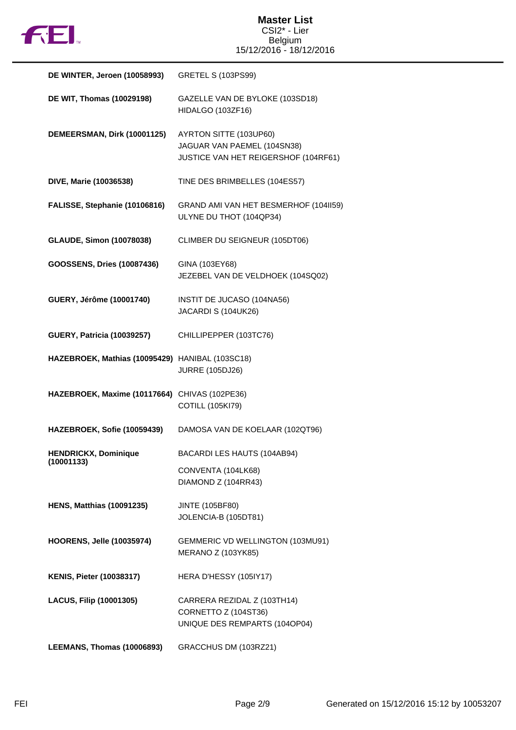| Rider | Horses |
| --- | --- |
| **DE WINTER, Jeroen (10058993)** | GRETEL S (103PS99) |
| **DE WIT, Thomas (10029198)** | GAZELLE VAN DE BYLOKE (103SD18)<br>HIDALGO (103ZF16) |
| **DEMEERSMAN, Dirk (10001125)** | AYRTON SITTE (103UP60)<br>JAGUAR VAN PAEMEL (104SN38)<br>JUSTICE VAN HET REIGERSHOF (104RF61) |
| **DIVE, Marie (10036538)** | TINE DES BRIMBELLES (104ES57) |
| **FALISSE, Stephanie (10106816)** | GRAND AMI VAN HET BESMERHOF (104II59)<br>ULYNE DU THOT (104QP34) |
| **GLAUDE, Simon (10078038)** | CLIMBER DU SEIGNEUR (105DT06) |
| **GOOSSENS, Dries (10087436)** | GINA (103EY68)<br>JEZEBEL VAN DE VELDHOEK (104SQ02) |
| **GUERY, Jérôme (10001740)** | INSTIT DE JUCASO (104NA56)<br>JACARDI S (104UK26) |
| **GUERY, Patricia (10039257)** | CHILLIPEPPER (103TC76) |
| **HAZEBROEK, Mathias (10095429)** | HANIBAL (103SC18)<br>JURRE (105DJ26) |
| **HAZEBROEK, Maxime (10117664)** | CHIVAS (102PE36)<br>COTILL (105KI79) |
| **HAZEBROEK, Sofie (10059439)** | DAMOSA VAN DE KOELAAR (102QT96) |
| **HENDRICKX, Dominique (10001133)** | BACARDI LES HAUTS (104AB94)<br>CONVENTA (104LK68)<br>DIAMOND Z (104RR43) |
| **HENS, Matthias (10091235)** | JINTE (105BF80)<br>JOLENCIA-B (105DT81) |
| **HOORENS, Jelle (10035974)** | GEMMERIC VD WELLINGTON (103MU91)<br>MERANO Z (103YK85) |
| **KENIS, Pieter (10038317)** | HERA D'HESSY (105IY17) |
| **LACUS, Filip (10001305)** | CARRERA REZIDAL Z (103TH14)<br>CORNETTO Z (104ST36)<br>UNIQUE DES REMPARTS (104OP04) |
| **LEEMANS, Thomas (10006893)** | GRACCHUS DM (103RZ21) |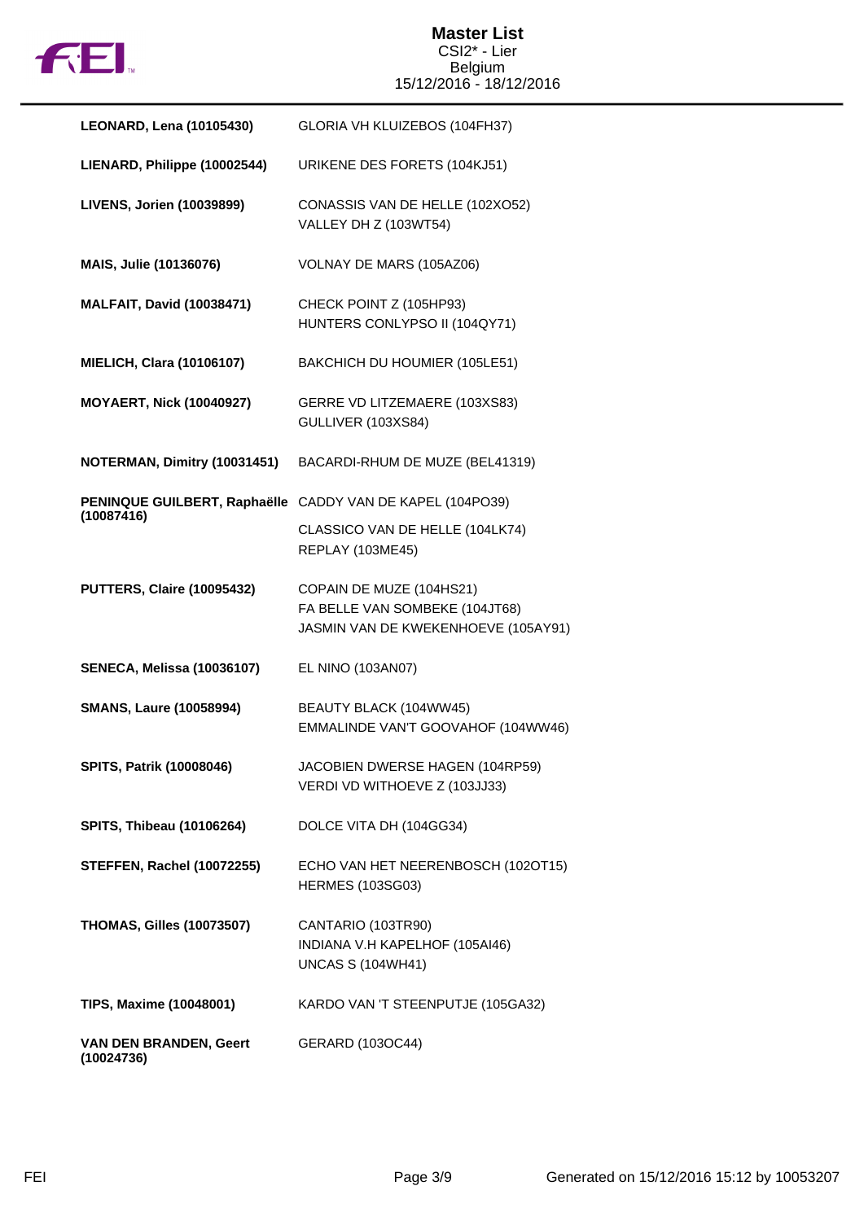# Master List
CSI2* - Lier
Belgium
15/12/2016 - 18/12/2016

| Rider | Horses |
|---|---|
| **LEONARD, Lena (10105430)** | GLORIA VH KLUIZEBOS (104FH37) |
| **LIENARD, Philippe (10002544)** | URIKENE DES FORETS (104KJ51) |
| **LIVENS, Jorien (10039899)** | CONASSIS VAN DE HELLE (102XO52)<br>VALLEY DH Z (103WT54) |
| **MAIS, Julie (10136076)** | VOLNAY DE MARS (105AZ06) |
| **MALFAIT, David (10038471)** | CHECK POINT Z (105HP93)<br>HUNTERS CONLYPSO II (104QY71) |
| **MIELICH, Clara (10106107)** | BAKCHICH DU HOUMIER (105LE51) |
| **MOYAERT, Nick (10040927)** | GERRE VD LITZEMAERE (103XS83)<br>GULLIVER (103XS84) |
| **NOTERMAN, Dimitry (10031451)** | BACARDI-RHUM DE MUZE (BEL41319) |
| **PENINQUE GUILBERT, Raphaëlle (10087416)** | CADDY VAN DE KAPEL (104PO39)<br>CLASSICO VAN DE HELLE (104LK74)<br>REPLAY (103ME45) |
| **PUTTERS, Claire (10095432)** | COPAIN DE MUZE (104HS21)<br>FA BELLE VAN SOMBEKE (104JT68)<br>JASMIN VAN DE KWEKENHOEVE (105AY91) |
| **SENECA, Melissa (10036107)** | EL NINO (103AN07) |
| **SMANS, Laure (10058994)** | BEAUTY BLACK (104WW45)<br>EMMALINDE VAN'T GOOVAHOF (104WW46) |
| **SPITS, Patrik (10008046)** | JACOBIEN DWERSE HAGEN (104RP59)<br>VERDI VD WITHOEVE Z (103JJ33) |
| **SPITS, Thibeau (10106264)** | DOLCE VITA DH (104GG34) |
| **STEFFEN, Rachel (10072255)** | ECHO VAN HET NEERENBOSCH (102OT15)<br>HERMES (103SG03) |
| **THOMAS, Gilles (10073507)** | CANTARIO (103TR90)<br>INDIANA V.H KAPELHOF (105AI46)<br>UNCAS S (104WH41) |
| **TIPS, Maxime (10048001)** | KARDO VAN 'T STEENPUTJE (105GA32) |
| **VAN DEN BRANDEN, Geert (10024736)** | GERARD (103OC44) |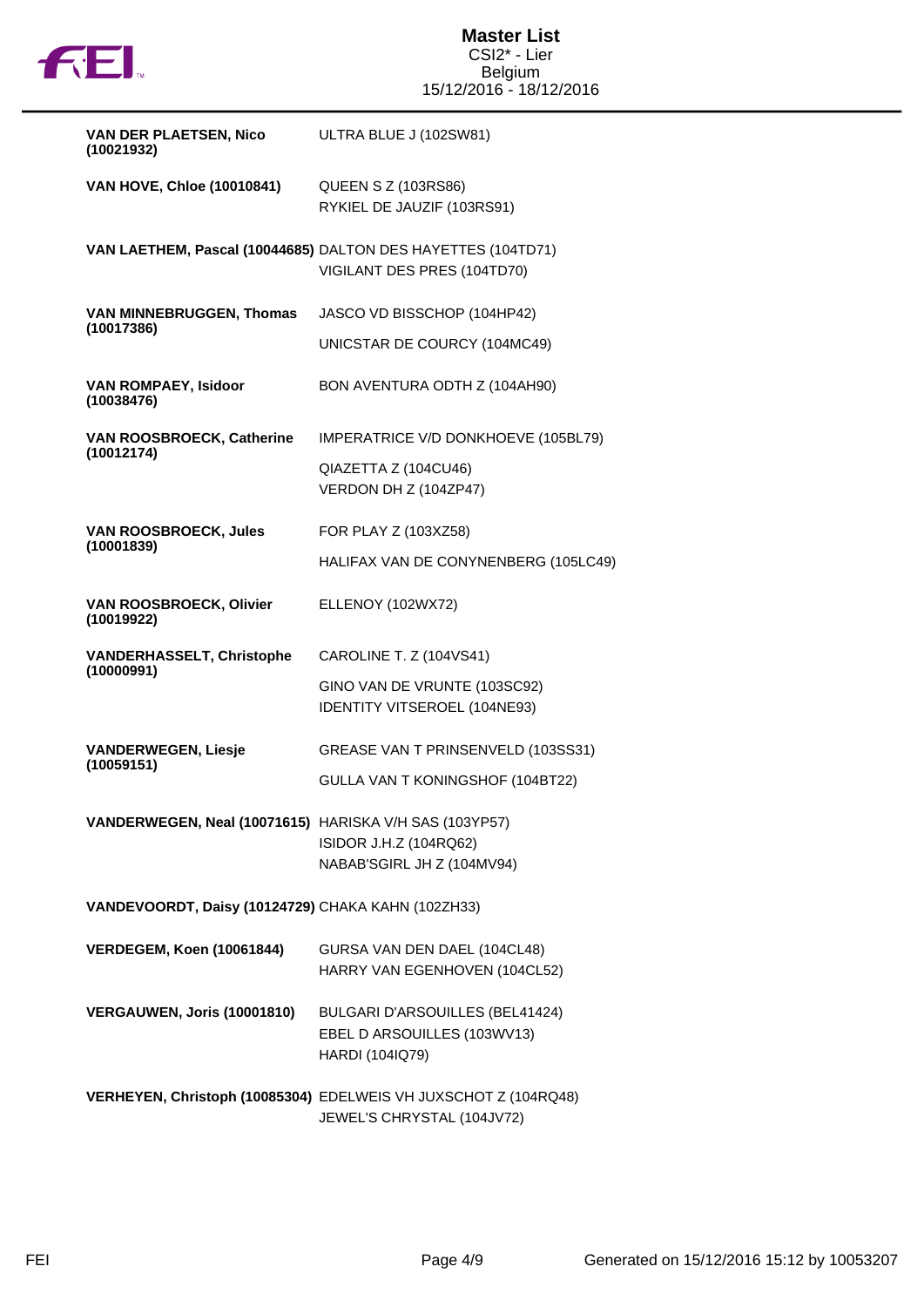**Master List**
CSI2* - Lier
Belgium
15/12/2016 - 18/12/2016

| Rider | Horses |
|---|---|
| **VAN DER PLAETSEN, Nico (10021932)** | ULTRA BLUE J (102SW81) |
| **VAN HOVE, Chloe (10010841)** | QUEEN S Z (103RS86)<br>RYKIEL DE JAUZIF (103RS91) |
| **VAN LAETHEM, Pascal (10044685)** | DALTON DES HAYETTES (104TD71)<br>VIGILANT DES PRES (104TD70) |
| **VAN MINNEBRUGGEN, Thomas (10017386)** | JASCO VD BISSCHOP (104HP42)<br>UNICSTAR DE COURCY (104MC49) |
| **VAN ROMPAEY, Isidoor (10038476)** | BON AVENTURA ODTH Z (104AH90) |
| **VAN ROOSBROECK, Catherine (10012174)** | IMPERATRICE V/D DONKHOEVE (105BL79)<br>QIAZETTA Z (104CU46)<br>VERDON DH Z (104ZP47) |
| **VAN ROOSBROECK, Jules (10001839)** | FOR PLAY Z (103XZ58)<br>HALIFAX VAN DE CONYNENBERG (105LC49) |
| **VAN ROOSBROECK, Olivier (10019922)** | ELLENOY (102WX72) |
| **VANDERHASSELT, Christophe (10000991)** | CAROLINE T. Z (104VS41)<br>GINO VAN DE VRUNTE (103SC92)<br>IDENTITY VITSEROEL (104NE93) |
| **VANDERWEGEN, Liesje (10059151)** | GREASE VAN T PRINSENVELD (103SS31)<br>GULLA VAN T KONINGSHOF (104BT22) |
| **VANDERWEGEN, Neal (10071615)** | HARISKA V/H SAS (103YP57)<br>ISIDOR J.H.Z (104RQ62)<br>NABAB'SGIRL JH Z (104MV94) |
| **VANDEVOORDT, Daisy (10124729)** | CHAKA KAHN (102ZH33) |
| **VERDEGEM, Koen (10061844)** | GURSA VAN DEN DAEL (104CL48)<br>HARRY VAN EGENHOVEN (104CL52) |
| **VERGAUWEN, Joris (10001810)** | BULGARI D'ARSOUILLES (BEL41424)<br>EBEL D ARSOUILLES (103WV13)<br>HARDI (104IQ79) |
| **VERHEYEN, Christoph (10085304)** | EDELWEIS VH JUXSCHOT Z (104RQ48)<br>JEWEL'S CHRYSTAL (104JV72) |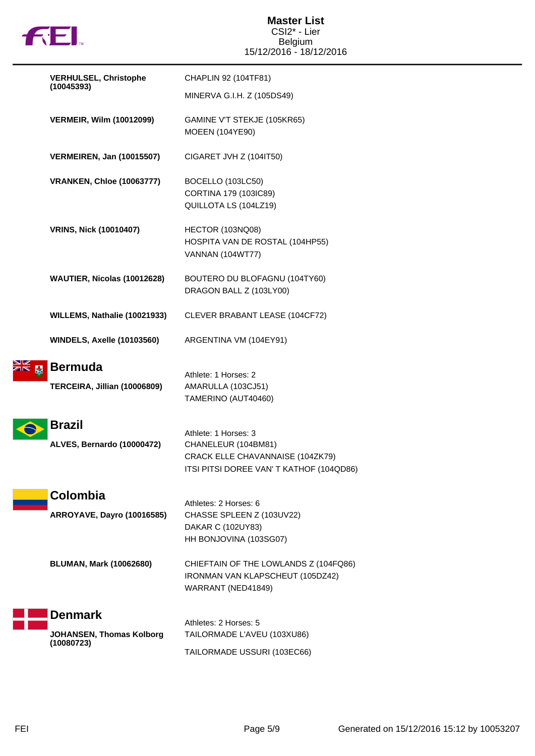| Athlete | Horses |
|---|---|
| **VERHULSEL, Christophe (10045393)** | CHAPLIN 92 (104TF81) |
| | MINERVA G.I.H. Z (105DS49) |
| **VERMEIR, Wilm (10012099)** | GAMINE V'T STEKJE (105KR65) |
| | MOEEN (104YE90) |
| **VERMEIREN, Jan (10015507)** | CIGARET JVH Z (104IT50) |
| **VRANKEN, Chloe (10063777)** | BOCELLO (103LC50) |
| | CORTINA 179 (103IC89) |
| | QUILLOTA LS (104LZ19) |
| **VRINS, Nick (10010407)** | HECTOR (103NQ08) |
| | HOSPITA VAN DE ROSTAL (104HP55) |
| | VANNAN (104WT77) |
| **WAUTIER, Nicolas (10012628)** | BOUTERO DU BLOFAGNU (104TY60) |
| | DRAGON BALL Z (103LY00) |
| **WILLEMS, Nathalie (10021933)** | CLEVER BRABANT LEASE (104CF72) |
| **WINDELS, Axelle (10103560)** | ARGENTINA VM (104EY91) |

## Bermuda

Athlete: 1 Horses: 2

| Athlete | Horses |
|---|---|
| **TERCEIRA, Jillian (10006809)** | AMARULLA (103CJ51) |
| | TAMERINO (AUT40460) |

## Brazil

Athlete: 1 Horses: 3

| Athlete | Horses |
|---|---|
| **ALVES, Bernardo (10000472)** | CHANELEUR (104BM81) |
| | CRACK ELLE CHAVANNAISE (104ZK79) |
| | ITSI PITSI DOREE VAN' T KATHOF (104QD86) |

## Colombia

Athletes: 2 Horses: 6

| Athlete | Horses |
|---|---|
| **ARROYAVE, Dayro (10016585)** | CHASSE SPLEEN Z (103UV22) |
| | DAKAR C (102UY83) |
| | HH BONJOVINA (103SG07) |
| **BLUMAN, Mark (10062680)** | CHIEFTAIN OF THE LOWLANDS Z (104FQ86) |
| | IRONMAN VAN KLAPSCHEUT (105DZ42) |
| | WARRANT (NED41849) |

## Denmark

Athletes: 2 Horses: 5

| Athlete | Horses |
|---|---|
| **JOHANSEN, Thomas Kolborg (10080723)** | TAILORMADE L'AVEU (103XU86) |
| | TAILORMADE USSURI (103EC66) |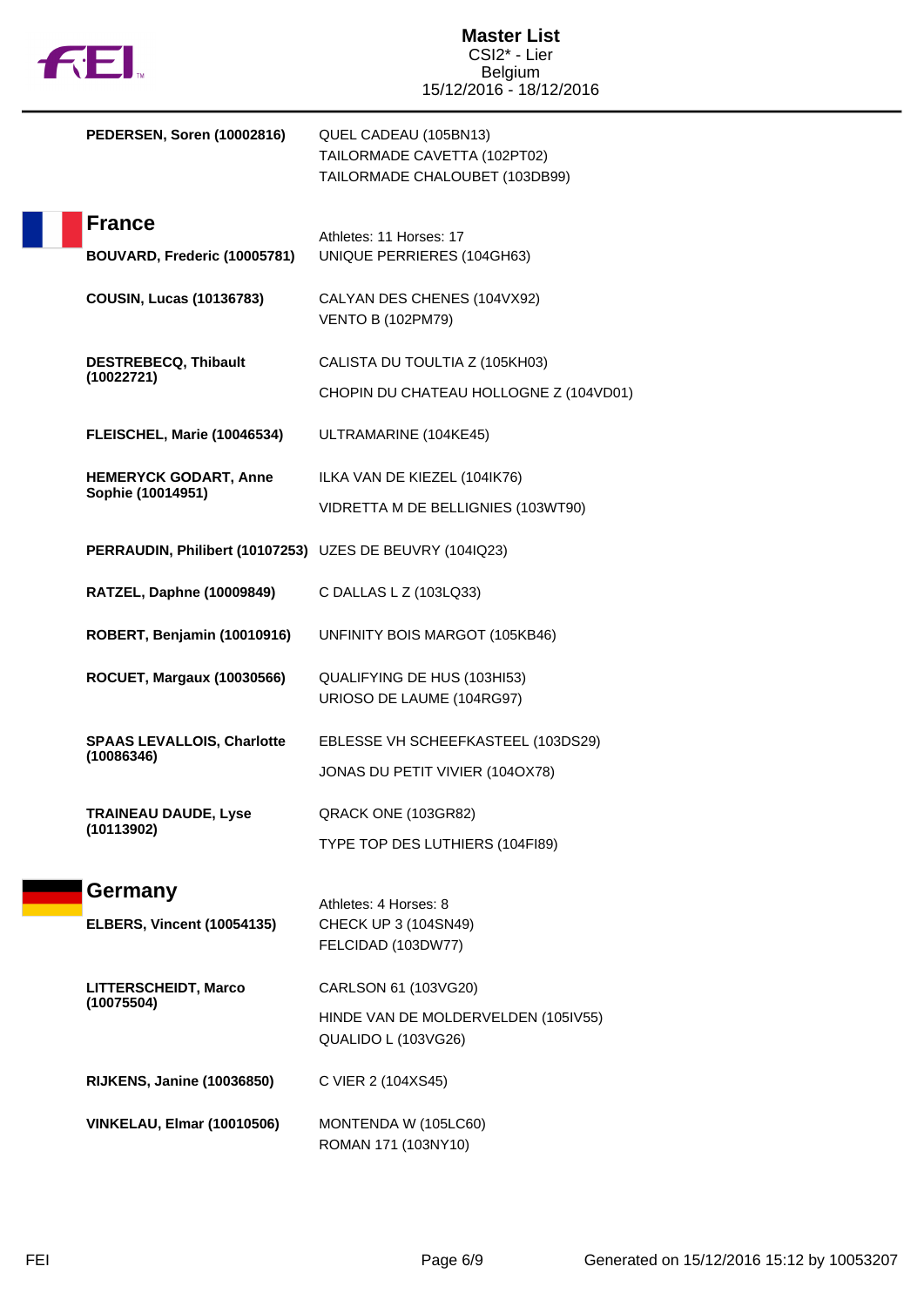| | |
|---|---|
| **PEDERSEN, Soren (10002816)** | QUEL CADEAU (105BN13)<br>TAILORMADE CAVETTA (102PT02)<br>TAILORMADE CHALOUBET (103DB99) |

## France

Athletes: 11 Horses: 17

| | |
|---|---|
| **BOUVARD, Frederic (10005781)** | UNIQUE PERRIERES (104GH63) |
| **COUSIN, Lucas (10136783)** | CALYAN DES CHENES (104VX92)<br>VENTO B (102PM79) |
| **DESTREBECQ, Thibault (10022721)** | CALISTA DU TOULTIA Z (105KH03)<br>CHOPIN DU CHATEAU HOLLOGNE Z (104VD01) |
| **FLEISCHEL, Marie (10046534)** | ULTRAMARINE (104KE45) |
| **HEMERYCK GODART, Anne Sophie (10014951)** | ILKA VAN DE KIEZEL (104IK76)<br>VIDRETTA M DE BELLIGNIES (103WT90) |
| **PERRAUDIN, Philibert (10107253)** | UZES DE BEUVRY (104IQ23) |
| **RATZEL, Daphne (10009849)** | C DALLAS L Z (103LQ33) |
| **ROBERT, Benjamin (10010916)** | UNFINITY BOIS MARGOT (105KB46) |
| **ROCUET, Margaux (10030566)** | QUALIFYING DE HUS (103HI53)<br>URIOSO DE LAUME (104RG97) |
| **SPAAS LEVALLOIS, Charlotte (10086346)** | EBLESSE VH SCHEEFKASTEEL (103DS29)<br>JONAS DU PETIT VIVIER (104OX78) |
| **TRAINEAU DAUDE, Lyse (10113902)** | QRACK ONE (103GR82)<br>TYPE TOP DES LUTHIERS (104FI89) |

## Germany

Athletes: 4 Horses: 8

| | |
|---|---|
| **ELBERS, Vincent (10054135)** | CHECK UP 3 (104SN49)<br>FELCIDAD (103DW77) |
| **LITTERSCHEIDT, Marco (10075504)** | CARLSON 61 (103VG20)<br>HINDE VAN DE MOLDERVELDEN (105IV55)<br>QUALIDO L (103VG26) |
| **RIJKENS, Janine (10036850)** | C VIER 2 (104XS45) |
| **VINKELAU, Elmar (10010506)** | MONTENDA W (105LC60)<br>ROMAN 171 (103NY10) |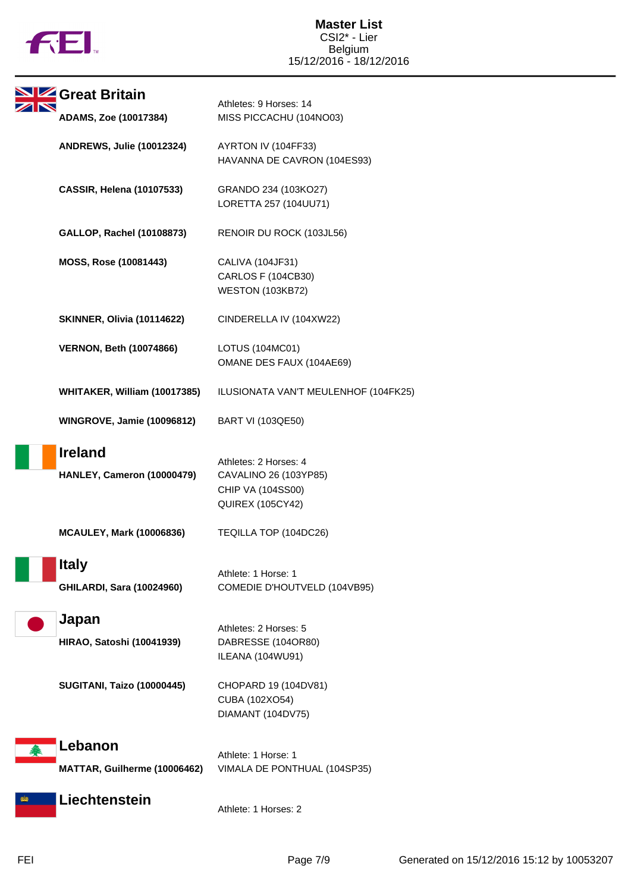# Master List

CSI2* - Lier
Belgium
15/12/2016 - 18/12/2016

## Great Britain

Athletes: 9 Horses: 14

| Athlete | Horses |
|---|---|
| **ADAMS, Zoe (10017384)** | MISS PICCACHU (104NO03) |
| **ANDREWS, Julie (10012324)** | AYRTON IV (104FF33)<br>HAVANNA DE CAVRON (104ES93) |
| **CASSIR, Helena (10107533)** | GRANDO 234 (103KO27)<br>LORETTA 257 (104UU71) |
| **GALLOP, Rachel (10108873)** | RENOIR DU ROCK (103JL56) |
| **MOSS, Rose (10081443)** | CALIVA (104JF31)<br>CARLOS F (104CB30)<br>WESTON (103KB72) |
| **SKINNER, Olivia (10114622)** | CINDERELLA IV (104XW22) |
| **VERNON, Beth (10074866)** | LOTUS (104MC01)<br>OMANE DES FAUX (104AE69) |
| **WHITAKER, William (10017385)** | ILUSIONATA VAN'T MEULENHOF (104FK25) |
| **WINGROVE, Jamie (10096812)** | BART VI (103QE50) |

## Ireland

Athletes: 2 Horses: 4

| Athlete | Horses |
|---|---|
| **HANLEY, Cameron (10000479)** | CAVALINO 26 (103YP85)<br>CHIP VA (104SS00)<br>QUIREX (105CY42) |
| **MCAULEY, Mark (10006836)** | TEQILLA TOP (104DC26) |

## Italy

Athlete: 1 Horse: 1

| Athlete | Horses |
|---|---|
| **GHILARDI, Sara (10024960)** | COMEDIE D'HOUTVELD (104VB95) |

## Japan

Athletes: 2 Horses: 5

| Athlete | Horses |
|---|---|
| **HIRAO, Satoshi (10041939)** | DABRESSE (104OR80)<br>ILEANA (104WU91) |
| **SUGITANI, Taizo (10000445)** | CHOPARD 19 (104DV81)<br>CUBA (102XO54)<br>DIAMANT (104DV75) |

## Lebanon

Athlete: 1 Horse: 1

| Athlete | Horses |
|---|---|
| **MATTAR, Guilherme (10006462)** | VIMALA DE PONTHUAL (104SP35) |

## Liechtenstein

Athlete: 1 Horses: 2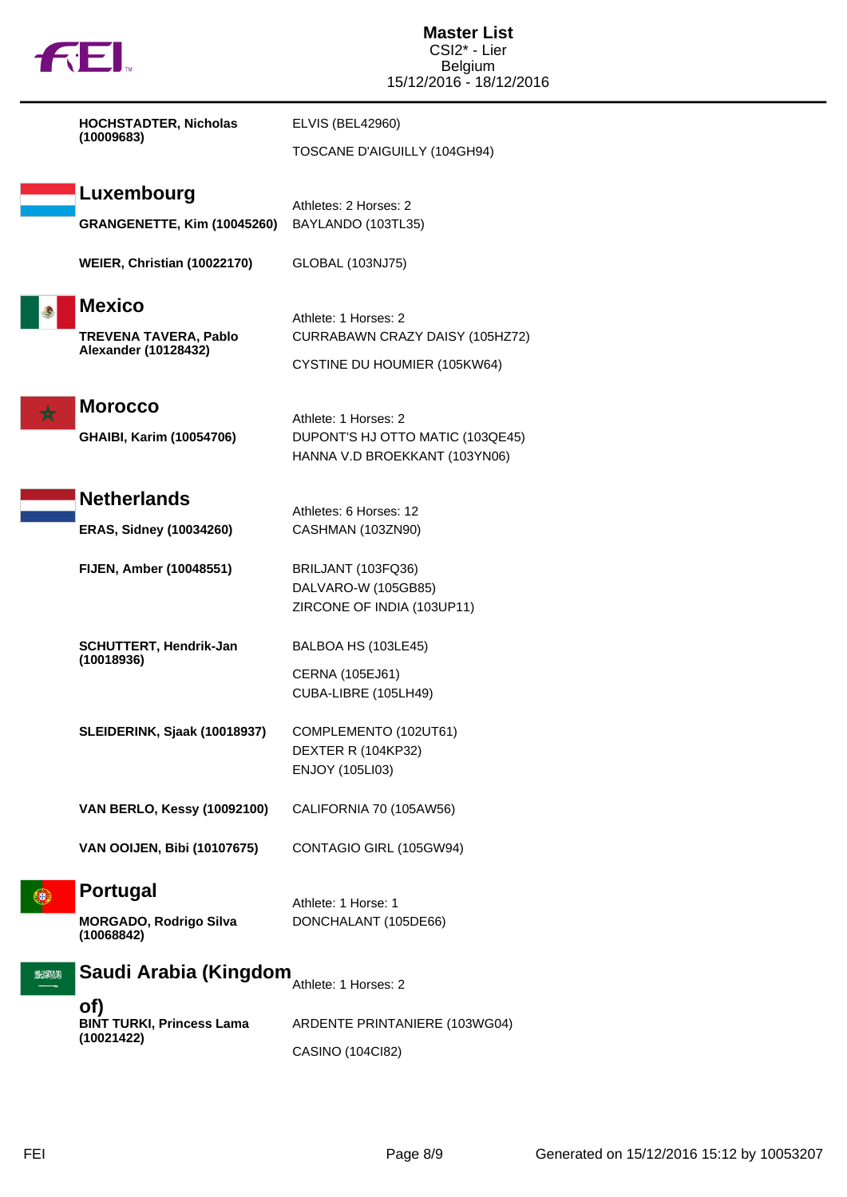**HOCHSTADTER, Nicholas (10009683)**
ELVIS (BEL42960)
TOSCANE D'AIGUILLY (104GH94)

## Luxembourg

Athletes: 2 Horses: 2

**GRANGENETTE, Kim (10045260)**
BAYLANDO (103TL35)

**WEIER, Christian (10022170)**
GLOBAL (103NJ75)

## Mexico

Athlete: 1 Horses: 2

**TREVENA TAVERA, Pablo Alexander (10128432)**
CURRABAWN CRAZY DAISY (105HZ72)
CYSTINE DU HOUMIER (105KW64)

## Morocco

Athlete: 1 Horses: 2

**GHAIBI, Karim (10054706)**
DUPONT'S HJ OTTO MATIC (103QE45)
HANNA V.D BROEKKANT (103YN06)

## Netherlands

Athletes: 6 Horses: 12

**ERAS, Sidney (10034260)**
CASHMAN (103ZN90)

**FIJEN, Amber (10048551)**
BRILJANT (103FQ36)
DALVARO-W (105GB85)
ZIRCONE OF INDIA (103UP11)

**SCHUTTERT, Hendrik-Jan (10018936)**
BALBOA HS (103LE45)
CERNA (105EJ61)
CUBA-LIBRE (105LH49)

**SLEIDERINK, Sjaak (10018937)**
COMPLEMENTO (102UT61)
DEXTER R (104KP32)
ENJOY (105LI03)

**VAN BERLO, Kessy (10092100)**
CALIFORNIA 70 (105AW56)

**VAN OOIJEN, Bibi (10107675)**
CONTAGIO GIRL (105GW94)

## Portugal

Athlete: 1 Horse: 1

**MORGADO, Rodrigo Silva (10068842)**
DONCHALANT (105DE66)

## Saudi Arabia (Kingdom of)

Athlete: 1 Horses: 2

**BINT TURKI, Princess Lama (10021422)**
ARDENTE PRINTANIERE (103WG04)
CASINO (104CI82)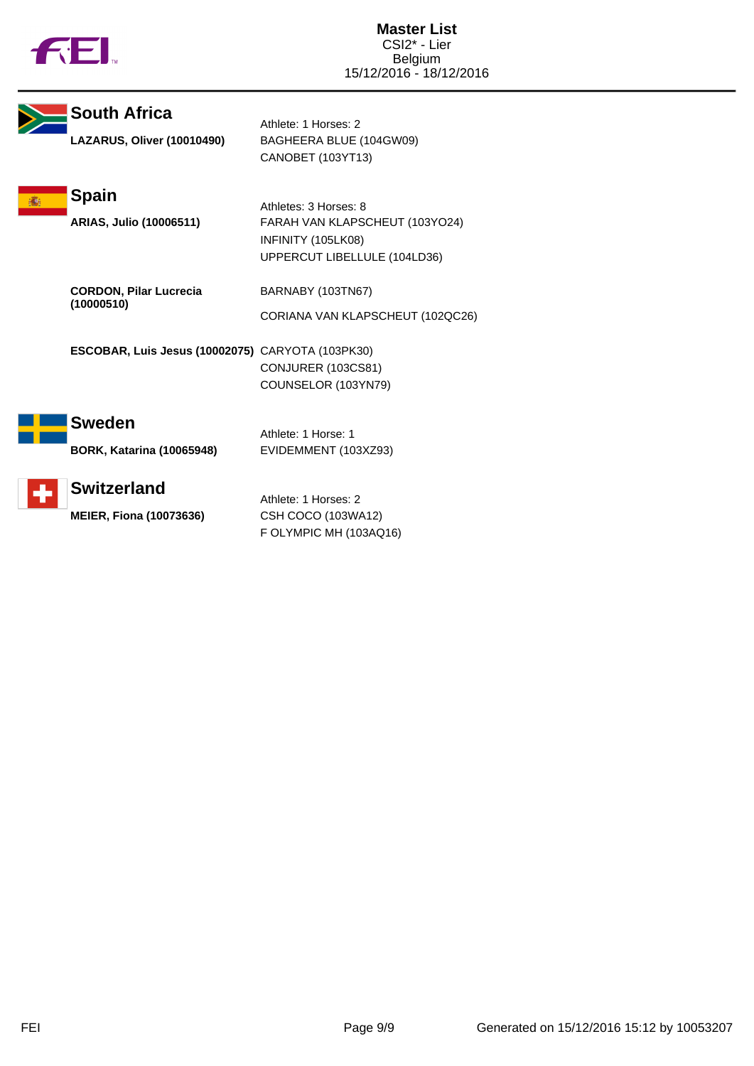Master List
CSI2* - Lier
Belgium
15/12/2016 - 18/12/2016

## South Africa

Athlete: 1 Horses: 2

**LAZARUS, Oliver (10010490)**
BAGHEERA BLUE (104GW09)
CANOBET (103YT13)

## Spain

Athletes: 3 Horses: 8

**ARIAS, Julio (10006511)**
FARAH VAN KLAPSCHEUT (103YO24)
INFINITY (105LK08)
UPPERCUT LIBELLULE (104LD36)

**CORDON, Pilar Lucrecia (10000510)**
BARNABY (103TN67)
CORIANA VAN KLAPSCHEUT (102QC26)

**ESCOBAR, Luis Jesus (10002075)**
CARYOTA (103PK30)
CONJURER (103CS81)
COUNSELOR (103YN79)

## Sweden

Athlete: 1 Horse: 1

**BORK, Katarina (10065948)**
EVIDEMMENT (103XZ93)

## Switzerland

Athlete: 1 Horses: 2

**MEIER, Fiona (10073636)**
CSH COCO (103WA12)
F OLYMPIC MH (103AQ16)

Generated on 15/12/2016 15:12 by 10053207